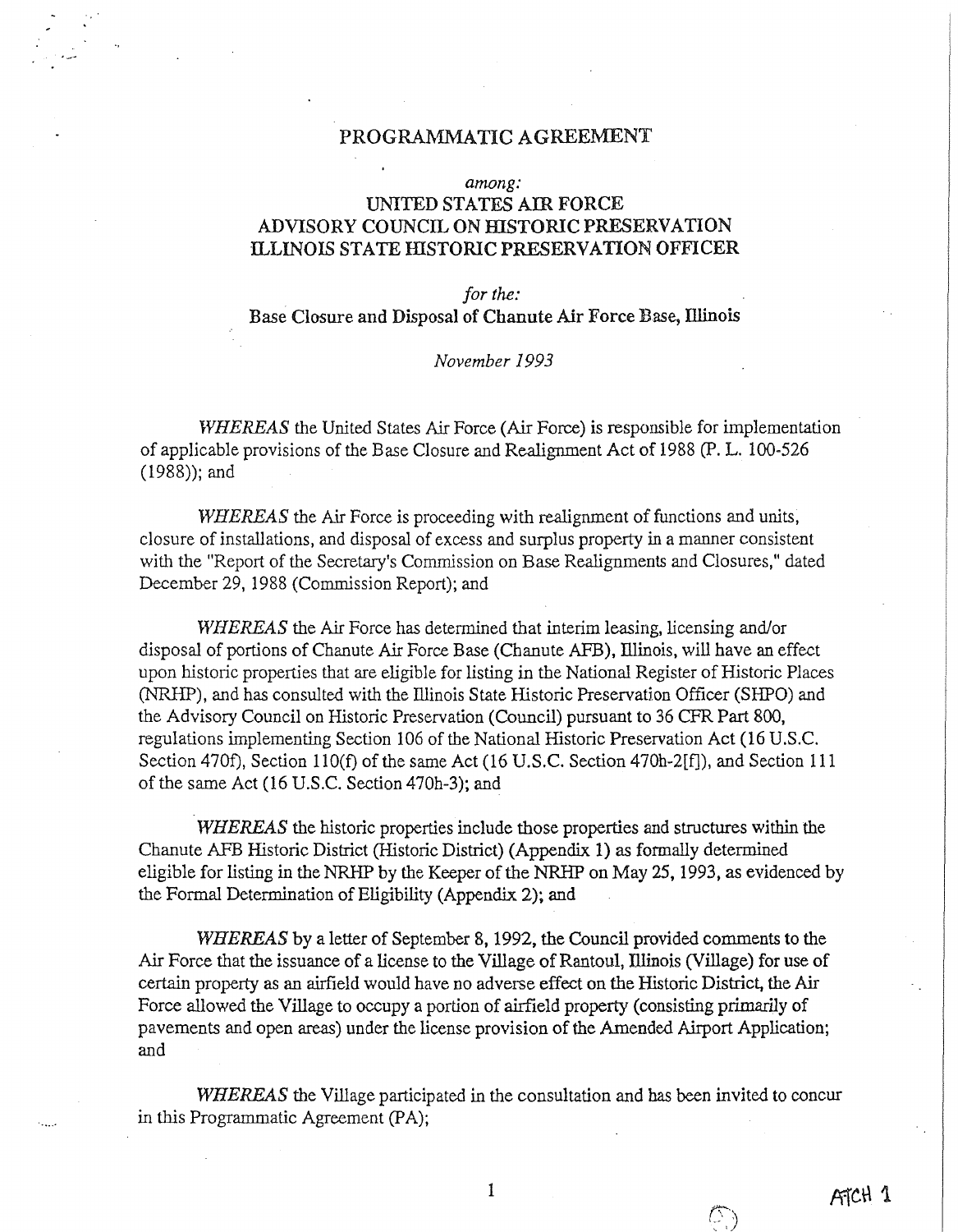# PROGRAMMATIC AGREEMENT

*among:*

**UNITED STATES AIR FORCE**
**ADVISORY COUNCIL ON HISTORIC PRESERVATION**
**ILLINOIS STATE HISTORIC PRESERVATION OFFICER**

*for the:*

**Base Closure and Disposal of Chanute Air Force Base, Illinois**

*November 1993*

*WHEREAS* the United States Air Force (Air Force) is responsible for implementation of applicable provisions of the Base Closure and Realignment Act of 1988 (P. L. 100-526 (1988)); and

*WHEREAS* the Air Force is proceeding with realignment of functions and units, closure of installations, and disposal of excess and surplus property in a manner consistent with the "Report of the Secretary's Commission on Base Realignments and Closures," dated December 29, 1988 (Commission Report); and

*WHEREAS* the Air Force has determined that interim leasing, licensing and/or disposal of portions of Chanute Air Force Base (Chanute AFB), Illinois, will have an effect upon historic properties that are eligible for listing in the National Register of Historic Places (NRHP), and has consulted with the Illinois State Historic Preservation Officer (SHPO) and the Advisory Council on Historic Preservation (Council) pursuant to 36 CFR Part 800, regulations implementing Section 106 of the National Historic Preservation Act (16 U.S.C. Section 470f), Section 110(f) of the same Act (16 U.S.C. Section 470h-2[f]), and Section 111 of the same Act (16 U.S.C. Section 470h-3); and

*WHEREAS* the historic properties include those properties and structures within the Chanute AFB Historic District (Historic District) (Appendix 1) as formally determined eligible for listing in the NRHP by the Keeper of the NRHP on May 25, 1993, as evidenced by the Formal Determination of Eligibility (Appendix 2); and

*WHEREAS* by a letter of September 8, 1992, the Council provided comments to the Air Force that the issuance of a license to the Village of Rantoul, Illinois (Village) for use of certain property as an airfield would have no adverse effect on the Historic District, the Air Force allowed the Village to occupy a portion of airfield property (consisting primarily of pavements and open areas) under the license provision of the Amended Airport Application; and

*WHEREAS* the Village participated in the consultation and has been invited to concur in this Programmatic Agreement (PA);

ATCH 1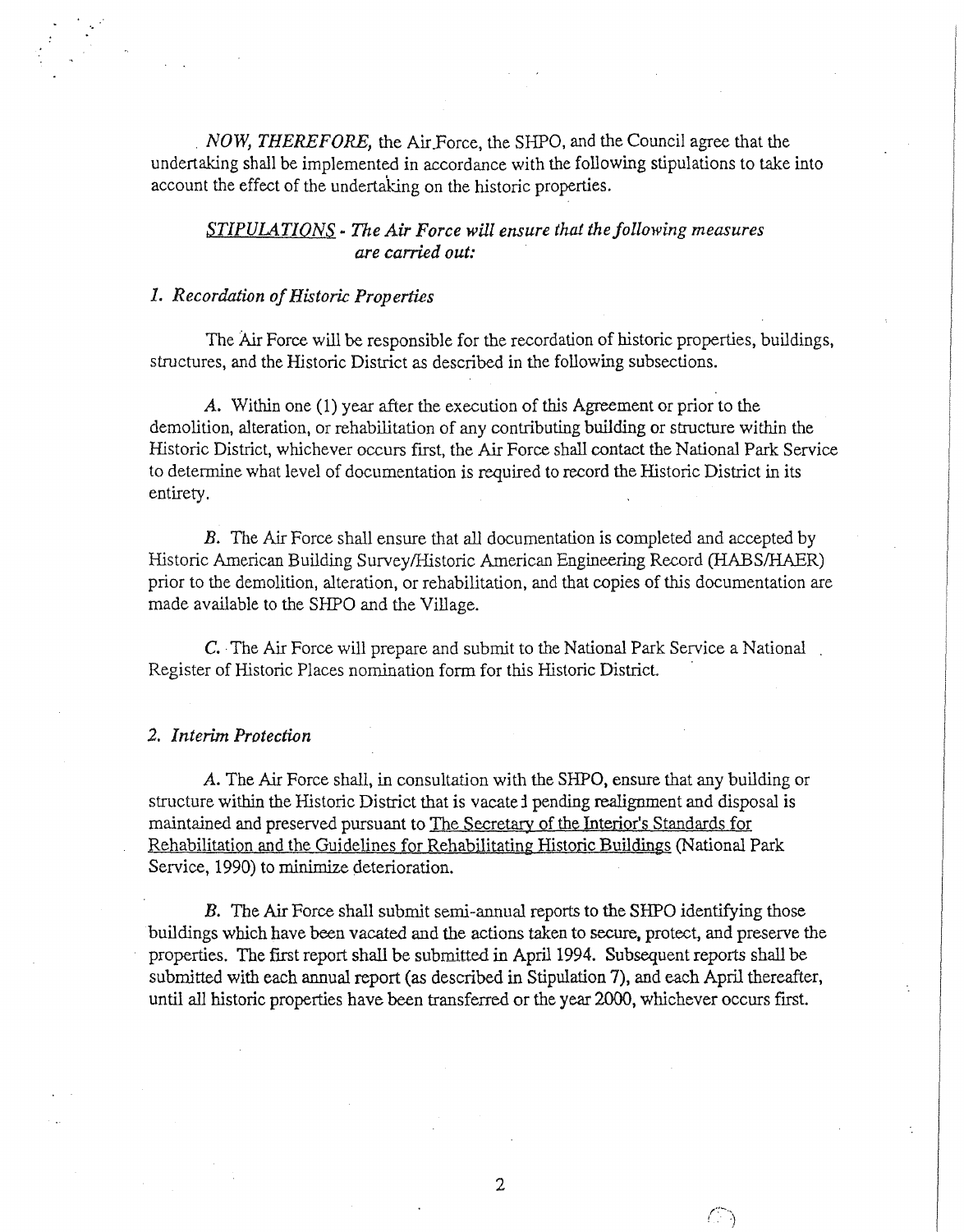*NOW, THEREFORE,* the Air Force, the SHPO, and the Council agree that the undertaking shall be implemented in accordance with the following stipulations to take into account the effect of the undertaking on the historic properties.

*STIPULATIONS - The Air Force will ensure that the following measures are carried out:*

*1. Recordation of Historic Properties*

The Air Force will be responsible for the recordation of historic properties, buildings, structures, and the Historic District as described in the following subsections.

*A.* Within one (1) year after the execution of this Agreement or prior to the demolition, alteration, or rehabilitation of any contributing building or structure within the Historic District, whichever occurs first, the Air Force shall contact the National Park Service to determine what level of documentation is required to record the Historic District in its entirety.

*B.* The Air Force shall ensure that all documentation is completed and accepted by Historic American Building Survey/Historic American Engineering Record (HABS/HAER) prior to the demolition, alteration, or rehabilitation, and that copies of this documentation are made available to the SHPO and the Village.

*C.* The Air Force will prepare and submit to the National Park Service a National Register of Historic Places nomination form for this Historic District.

*2. Interim Protection*

*A.* The Air Force shall, in consultation with the SHPO, ensure that any building or structure within the Historic District that is vacated pending realignment and disposal is maintained and preserved pursuant to The Secretary of the Interior's Standards for Rehabilitation and the Guidelines for Rehabilitating Historic Buildings (National Park Service, 1990) to minimize deterioration.

*B.* The Air Force shall submit semi-annual reports to the SHPO identifying those buildings which have been vacated and the actions taken to secure, protect, and preserve the properties. The first report shall be submitted in April 1994. Subsequent reports shall be submitted with each annual report (as described in Stipulation 7), and each April thereafter, until all historic properties have been transferred or the year 2000, whichever occurs first.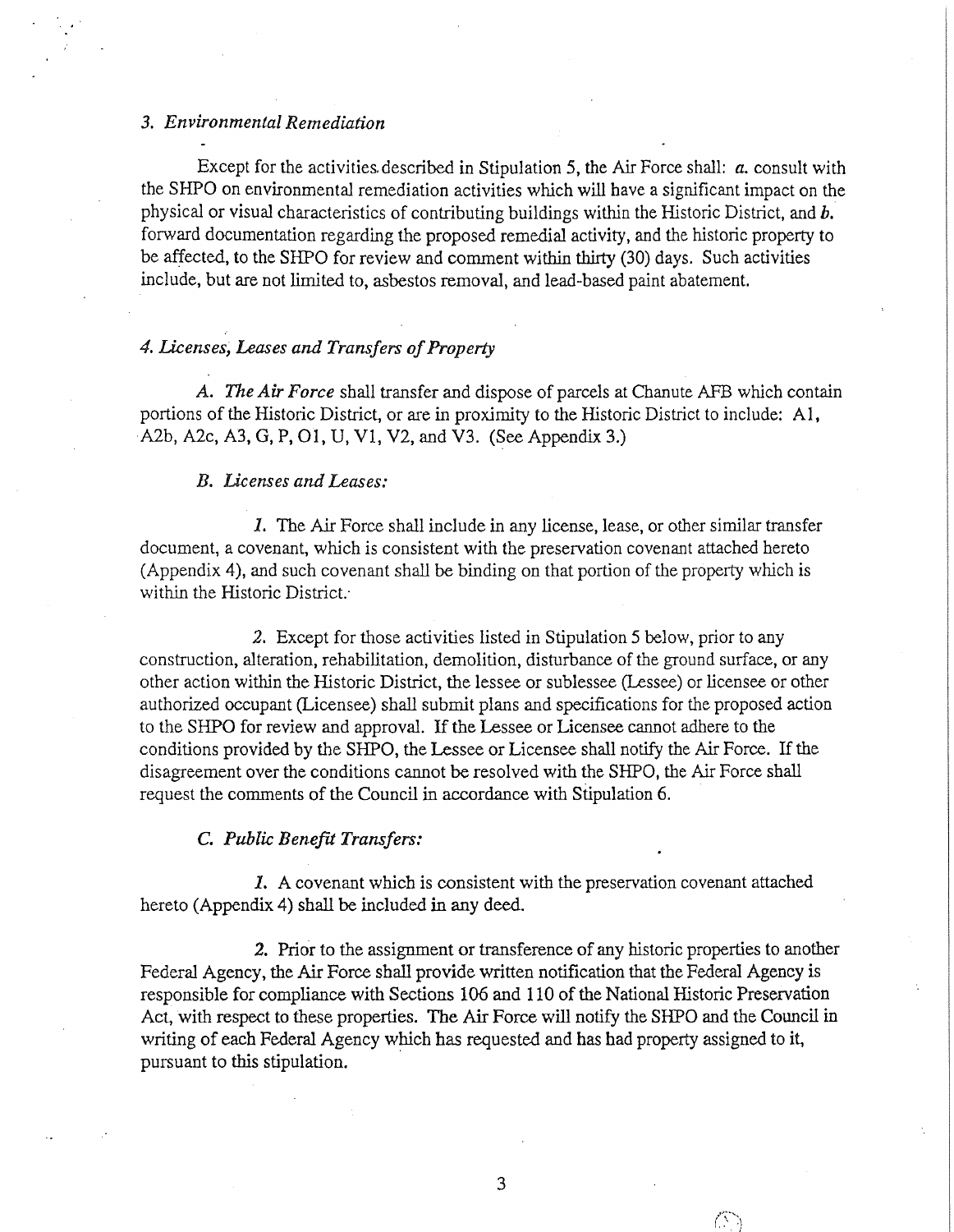### *3. Environmental Remediation*

Except for the activities described in Stipulation 5, the Air Force shall: ***a.*** consult with the SHPO on environmental remediation activities which will have a significant impact on the physical or visual characteristics of contributing buildings within the Historic District, and ***b.*** forward documentation regarding the proposed remedial activity, and the historic property to be affected, to the SHPO for review and comment within thirty (30) days. Such activities include, but are not limited to, asbestos removal, and lead-based paint abatement.

### *4. Licenses, Leases and Transfers of Property*

*A. The Air Force* shall transfer and dispose of parcels at Chanute AFB which contain portions of the Historic District, or are in proximity to the Historic District to include: A1, A2b, A2c, A3, G, P, O1, U, V1, V2, and V3. (See Appendix 3.)

*B. Licenses and Leases:*

*1.* The Air Force shall include in any license, lease, or other similar transfer document, a covenant, which is consistent with the preservation covenant attached hereto (Appendix 4), and such covenant shall be binding on that portion of the property which is within the Historic District.

*2.* Except for those activities listed in Stipulation 5 below, prior to any construction, alteration, rehabilitation, demolition, disturbance of the ground surface, or any other action within the Historic District, the lessee or sublessee (Lessee) or licensee or other authorized occupant (Licensee) shall submit plans and specifications for the proposed action to the SHPO for review and approval. If the Lessee or Licensee cannot adhere to the conditions provided by the SHPO, the Lessee or Licensee shall notify the Air Force. If the disagreement over the conditions cannot be resolved with the SHPO, the Air Force shall request the comments of the Council in accordance with Stipulation 6.

*C. Public Benefit Transfers:*

*1.* A covenant which is consistent with the preservation covenant attached hereto (Appendix 4) shall be included in any deed.

*2.* Prior to the assignment or transference of any historic properties to another Federal Agency, the Air Force shall provide written notification that the Federal Agency is responsible for compliance with Sections 106 and 110 of the National Historic Preservation Act, with respect to these properties. The Air Force will notify the SHPO and the Council in writing of each Federal Agency which has requested and has had property assigned to it, pursuant to this stipulation.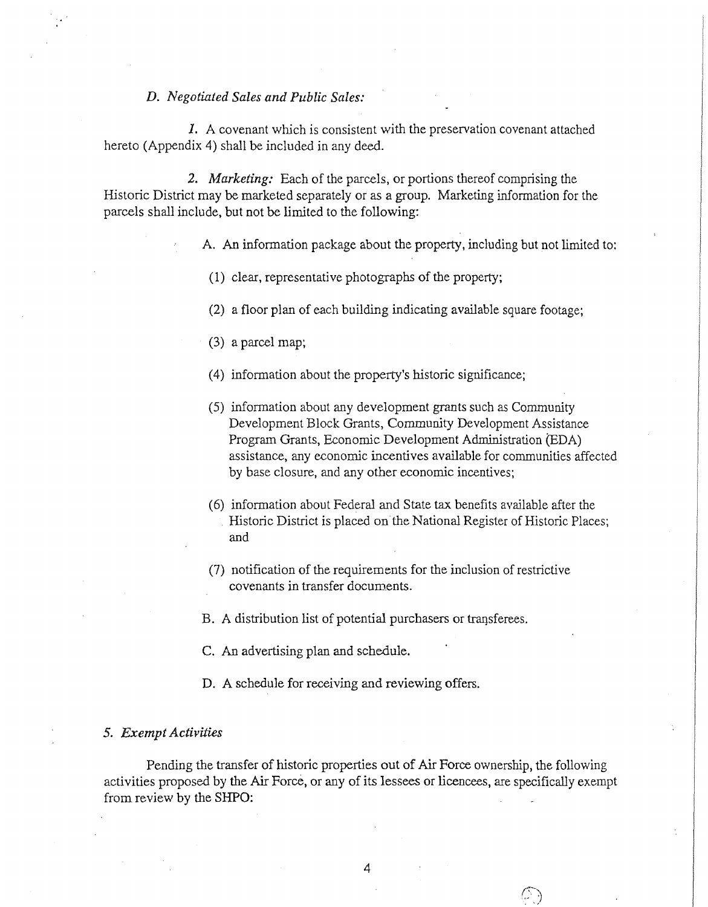*D. Negotiated Sales and Public Sales:*

*1.* A covenant which is consistent with the preservation covenant attached hereto (Appendix 4) shall be included in any deed.

*2. Marketing:* Each of the parcels, or portions thereof comprising the Historic District may be marketed separately or as a group. Marketing information for the parcels shall include, but not be limited to the following:

A. An information package about the property, including but not limited to:

(1) clear, representative photographs of the property;

(2) a floor plan of each building indicating available square footage;

(3) a parcel map;

(4) information about the property's historic significance;

(5) information about any development grants such as Community Development Block Grants, Community Development Assistance Program Grants, Economic Development Administration (EDA) assistance, any economic incentives available for communities affected by base closure, and any other economic incentives;

(6) information about Federal and State tax benefits available after the Historic District is placed on the National Register of Historic Places; and

(7) notification of the requirements for the inclusion of restrictive covenants in transfer documents.

B. A distribution list of potential purchasers or transferees.

C. An advertising plan and schedule.

D. A schedule for receiving and reviewing offers.

*5. Exempt Activities*

Pending the transfer of historic properties out of Air Force ownership, the following activities proposed by the Air Force, or any of its lessees or licencees, are specifically exempt from review by the SHPO: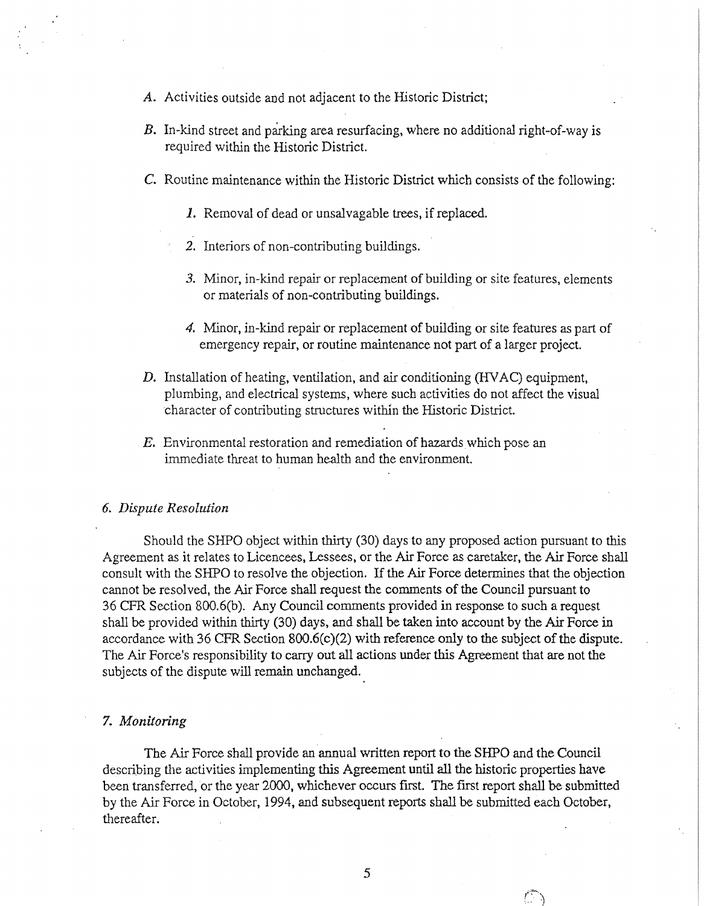*A.* Activities outside and not adjacent to the Historic District;

*B.* In-kind street and parking area resurfacing, where no additional right-of-way is required within the Historic District.

*C.* Routine maintenance within the Historic District which consists of the following:

*1.* Removal of dead or unsalvagable trees, if replaced.

*2.* Interiors of non-contributing buildings.

*3.* Minor, in-kind repair or replacement of building or site features, elements or materials of non-contributing buildings.

*4.* Minor, in-kind repair or replacement of building or site features as part of emergency repair, or routine maintenance not part of a larger project.

*D.* Installation of heating, ventilation, and air conditioning (HVAC) equipment, plumbing, and electrical systems, where such activities do not affect the visual character of contributing structures within the Historic District.

*E.* Environmental restoration and remediation of hazards which pose an immediate threat to human health and the environment.

### *6. Dispute Resolution*

Should the SHPO object within thirty (30) days to any proposed action pursuant to this Agreement as it relates to Licencees, Lessees, or the Air Force as caretaker, the Air Force shall consult with the SHPO to resolve the objection. If the Air Force determines that the objection cannot be resolved, the Air Force shall request the comments of the Council pursuant to 36 CFR Section 800.6(b). Any Council comments provided in response to such a request shall be provided within thirty (30) days, and shall be taken into account by the Air Force in accordance with 36 CFR Section 800.6(c)(2) with reference only to the subject of the dispute. The Air Force's responsibility to carry out all actions under this Agreement that are not the subjects of the dispute will remain unchanged.

### *7. Monitoring*

The Air Force shall provide an annual written report to the SHPO and the Council describing the activities implementing this Agreement until all the historic properties have been transferred, or the year 2000, whichever occurs first. The first report shall be submitted by the Air Force in October, 1994, and subsequent reports shall be submitted each October, thereafter.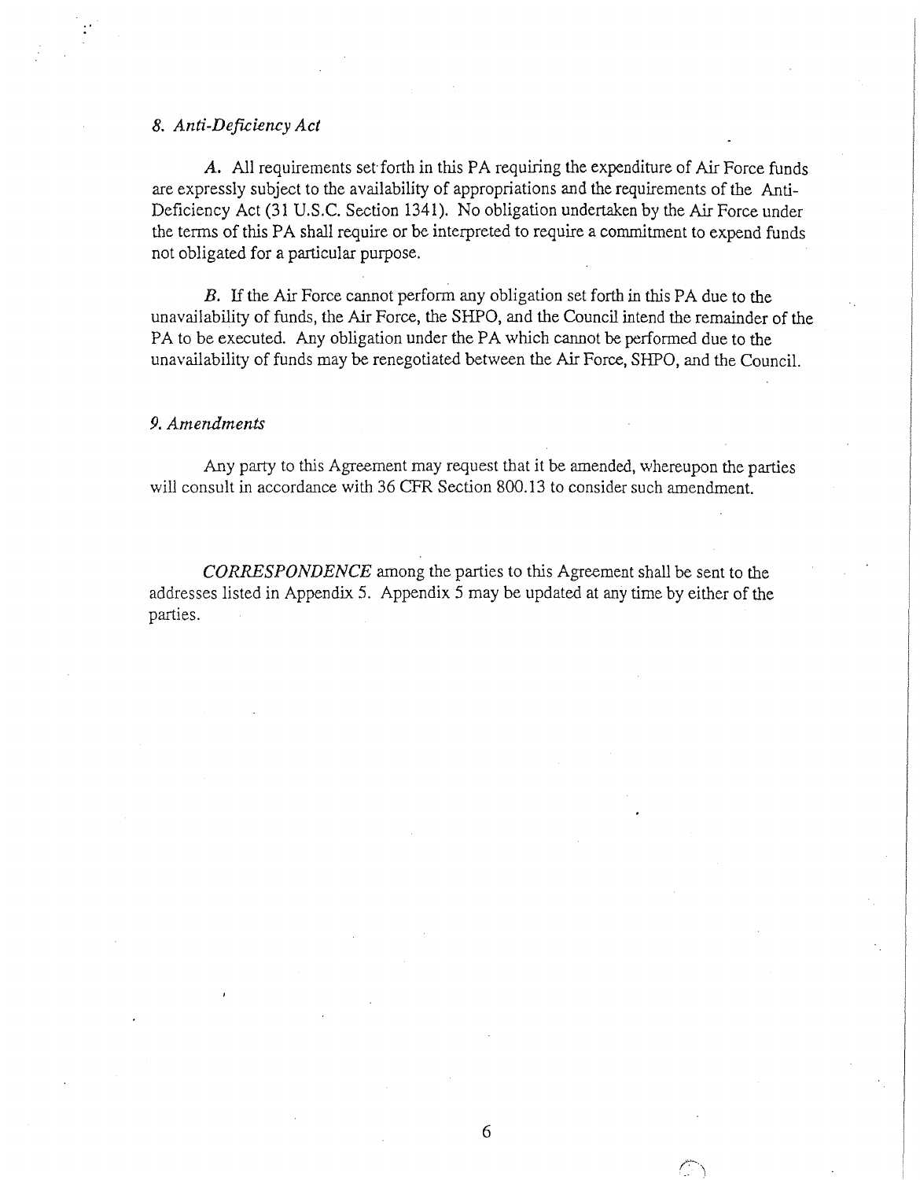*8. Anti-Deficiency Act*

*A.* All requirements set forth in this PA requiring the expenditure of Air Force funds are expressly subject to the availability of appropriations and the requirements of the Anti-Deficiency Act (31 U.S.C. Section 1341). No obligation undertaken by the Air Force under the terms of this PA shall require or be interpreted to require a commitment to expend funds not obligated for a particular purpose.

*B.* If the Air Force cannot perform any obligation set forth in this PA due to the unavailability of funds, the Air Force, the SHPO, and the Council intend the remainder of the PA to be executed. Any obligation under the PA which cannot be performed due to the unavailability of funds may be renegotiated between the Air Force, SHPO, and the Council.

*9. Amendments*

Any party to this Agreement may request that it be amended, whereupon the parties will consult in accordance with 36 CFR Section 800.13 to consider such amendment.

*CORRESPONDENCE* among the parties to this Agreement shall be sent to the addresses listed in Appendix 5. Appendix 5 may be updated at any time by either of the parties.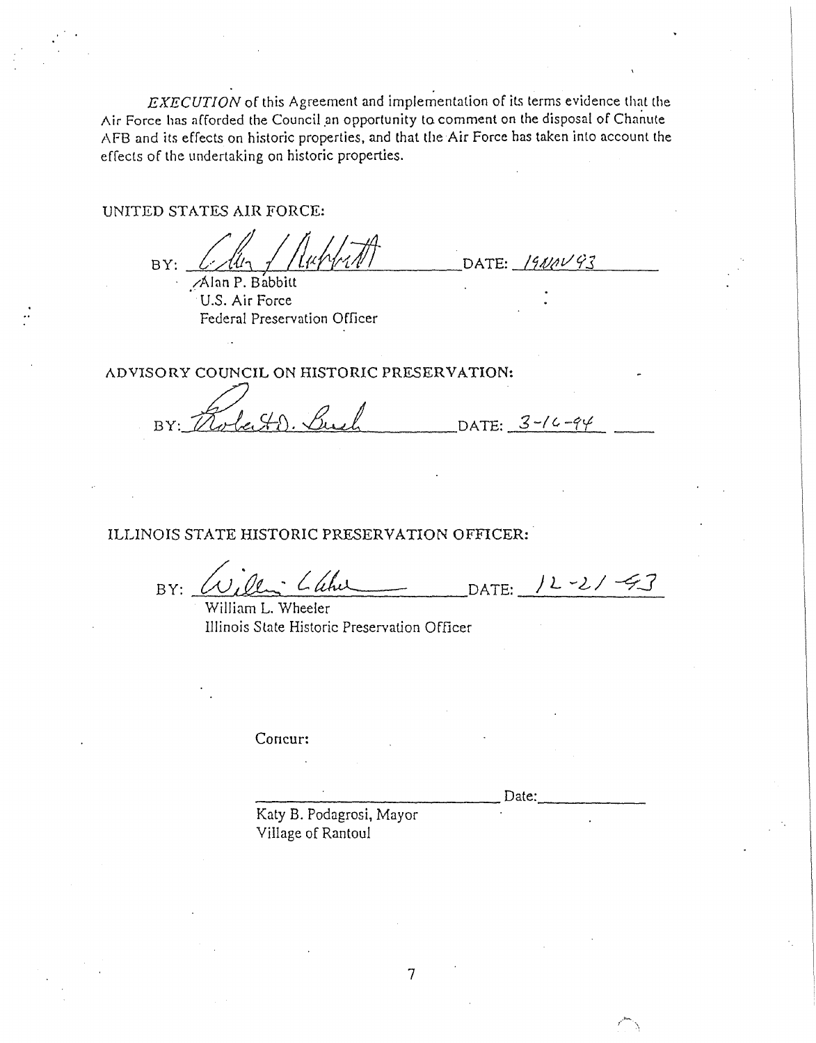*EXECUTION* of this Agreement and implementation of its terms evidence that the Air Force has afforded the Council an opportunity to comment on the disposal of Chanute AFB and its effects on historic properties, and that the Air Force has taken into account the effects of the undertaking on historic properties.

UNITED STATES AIR FORCE:

BY: _______________ DATE: 19NOV93

Alan P. Babbitt
U.S. Air Force
Federal Preservation Officer

ADVISORY COUNCIL ON HISTORIC PRESERVATION:

BY: _______________ DATE: 3-16-94

ILLINOIS STATE HISTORIC PRESERVATION OFFICER:

BY: _______________ DATE: 12-21-93

William L. Wheeler
Illinois State Historic Preservation Officer

Concur:

_______________ Date: _______________

Katy B. Podagrosi, Mayor
Village of Rantoul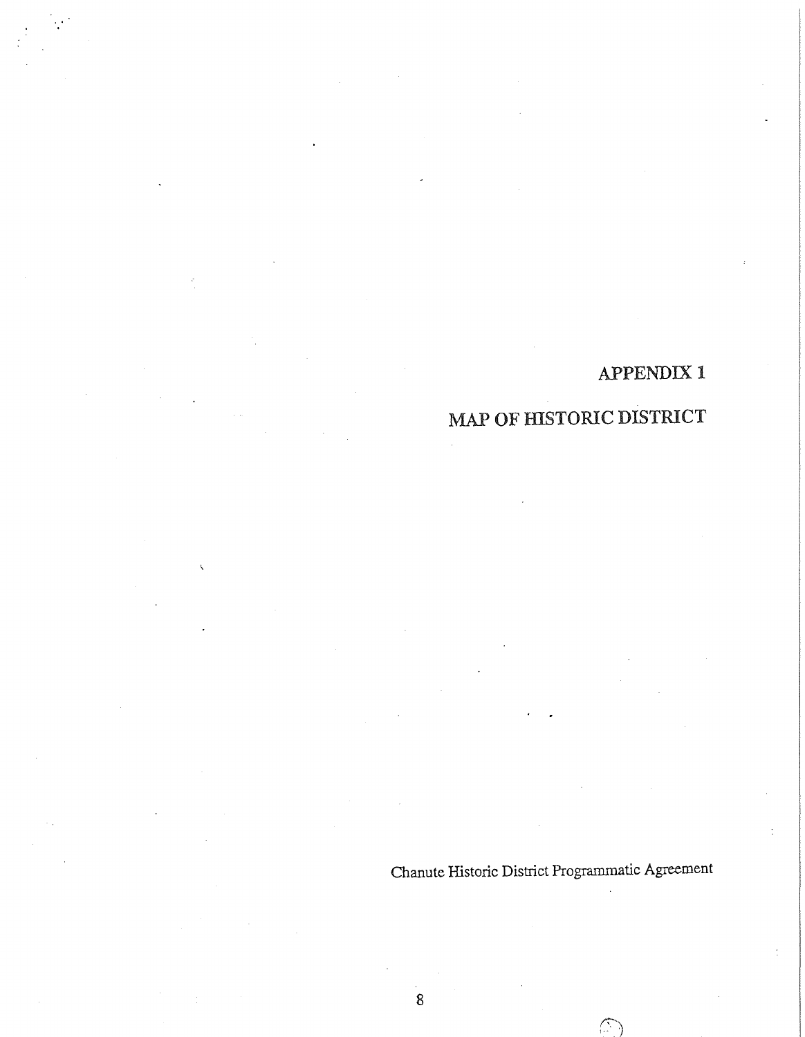# APPENDIX 1

# MAP OF HISTORIC DISTRICT

Chanute Historic District Programmatic Agreement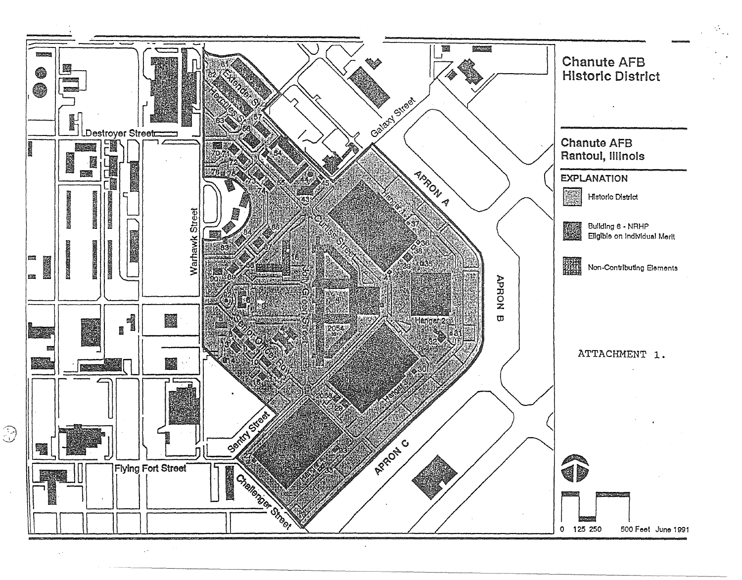# Chanute AFB Historic District

## Chanute AFB Rantoul, Illinois

**EXPLANATION**

- Historic District
- Building 6 - NRHP Eligible on Individual Merit
- Non-Contributing Elements

ATTACHMENT 1.

0 125 250 500 Feet June 1991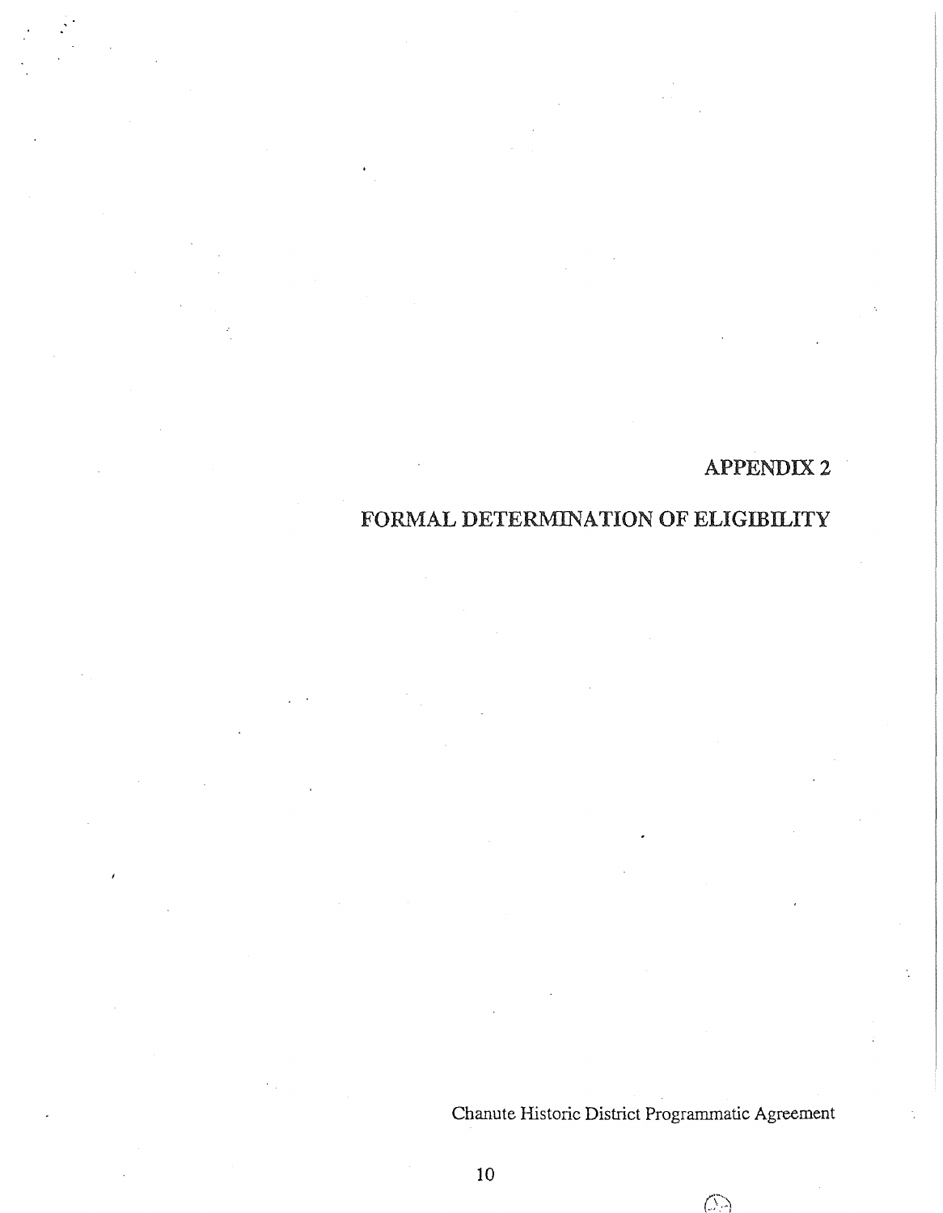# APPENDIX 2

# FORMAL DETERMINATION OF ELIGIBILITY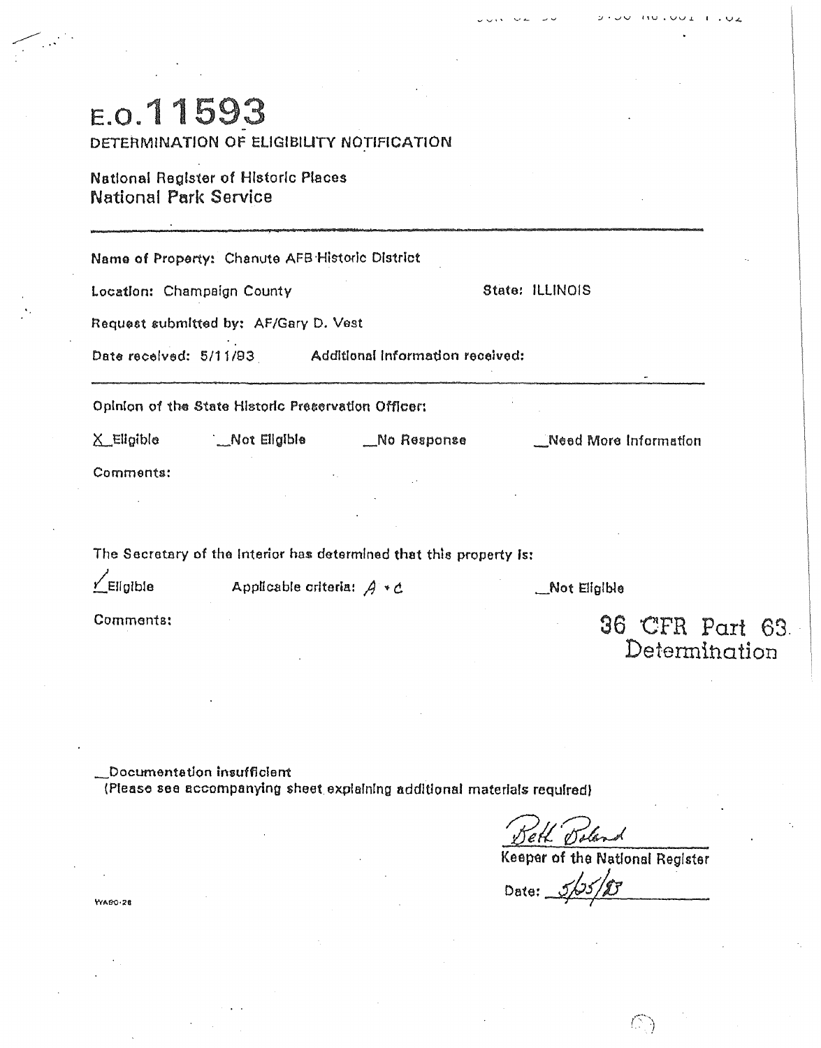# E.O.11593

DETERMINATION OF ELIGIBILITY NOTIFICATION

National Register of Historic Places
National Park Service

---

Name of Property: Chanute AFB Historic District

Location: Champaign County State: ILLINOIS

Request submitted by: AF/Gary D. Vest

Date received: 5/11/93 Additional Information received:

---

Opinion of the State Historic Preservation Officer:

X_Eligible __Not Eligible __No Response __Need More Information

Comments:

The Secretary of the Interior has determined that this property is:

✓_Eligible Applicable criteria: A + C __Not Eligible

Comments:

36 CFR Part 63
Determination

__Documentation insufficient
(Please see accompanying sheet explaining additional materials required)

Beth Boland
Keeper of the National Register

Date: 5/25/93

WASO-26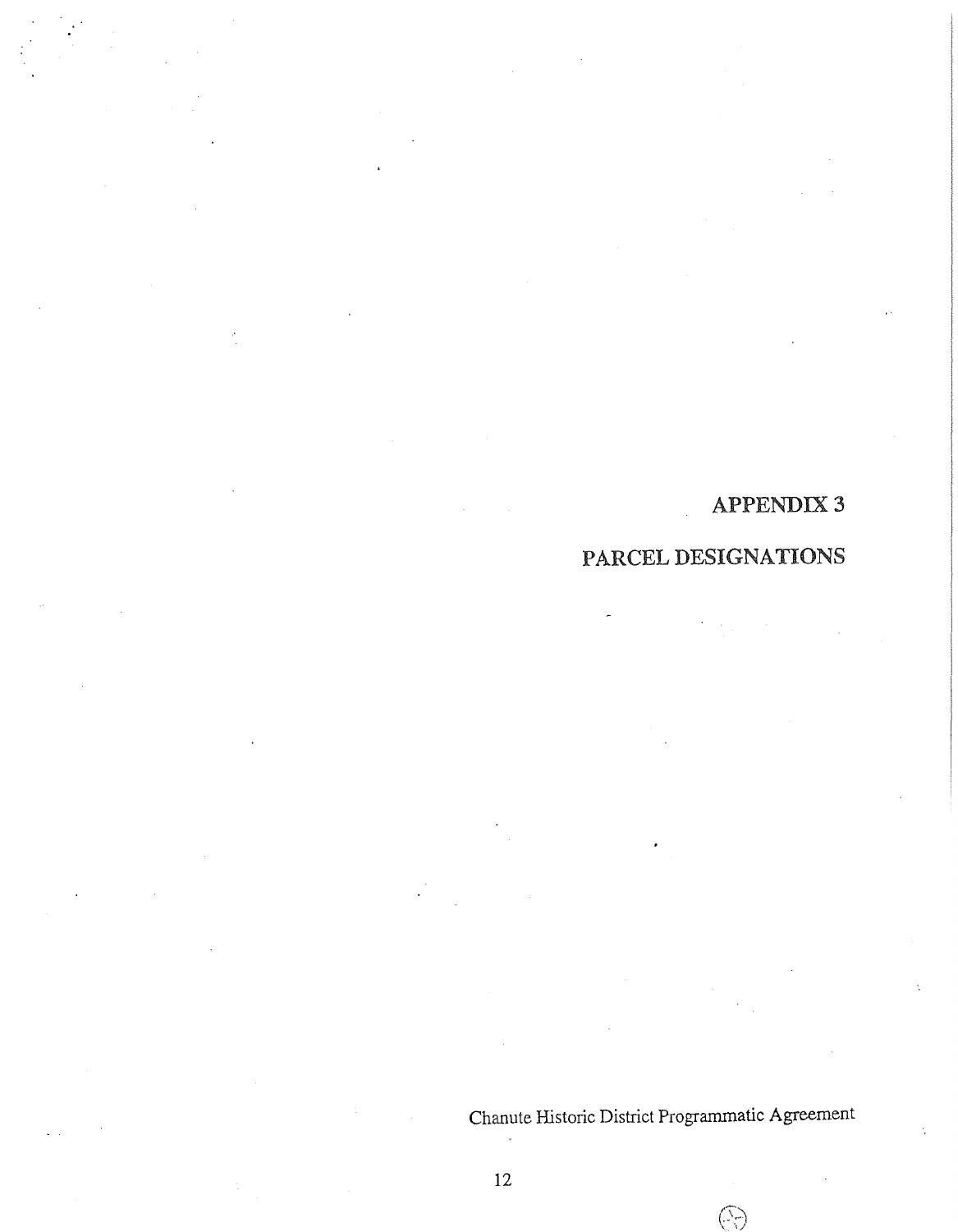# APPENDIX 3

# PARCEL DESIGNATIONS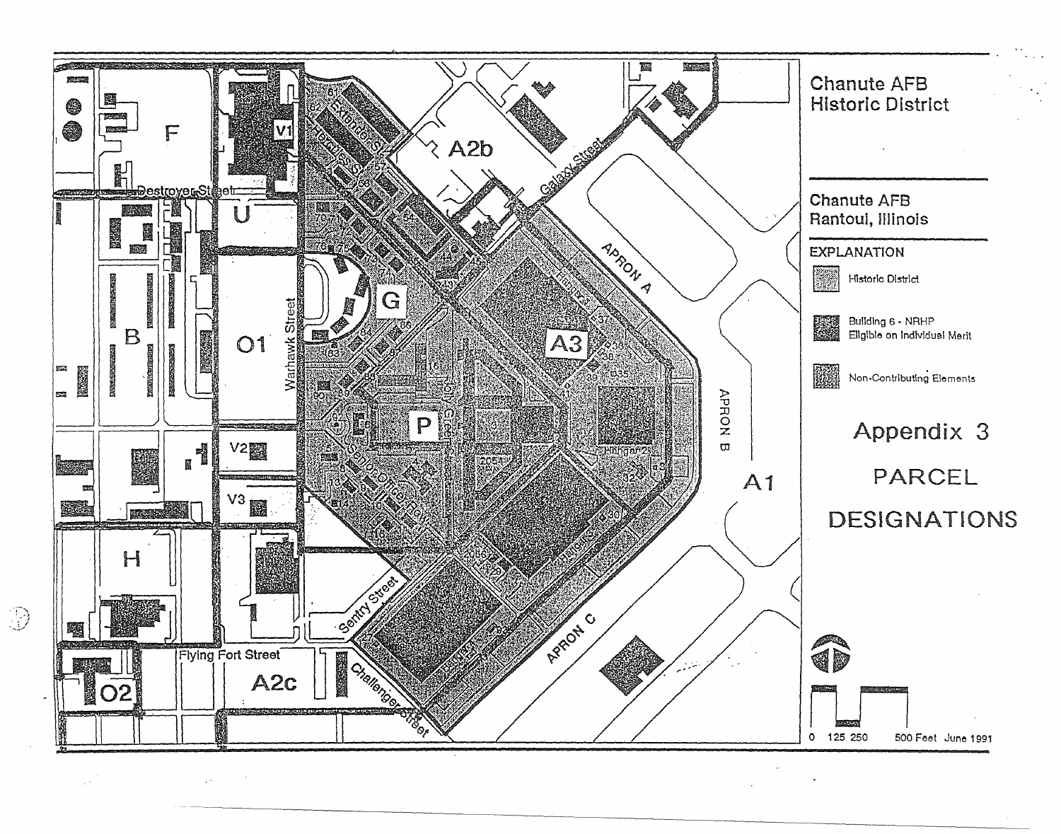# Chanute AFB Historic District

## Chanute AFB Rantoul, Illinois

**EXPLANATION**

- Historic District
- Building 6 - NRHP Eligible on Individual Merit
- Non-Contributing Elements

# Appendix 3

# PARCEL DESIGNATIONS

0 125 250 500 Feet June 1991

F, V1, U, B, O1, G, P, A2b, A3, A1, V2, V3, H, O2, A2c

Destroyer Street, Warhawk Street, Galaxy Street, Sentry Street, Flying Fort Street, Challenger Street, Senior Officer Row, Jolly Street, Hercules Street, Extender Street, Hangar Street

APRON A, APRON B, APRON C

Hangar 2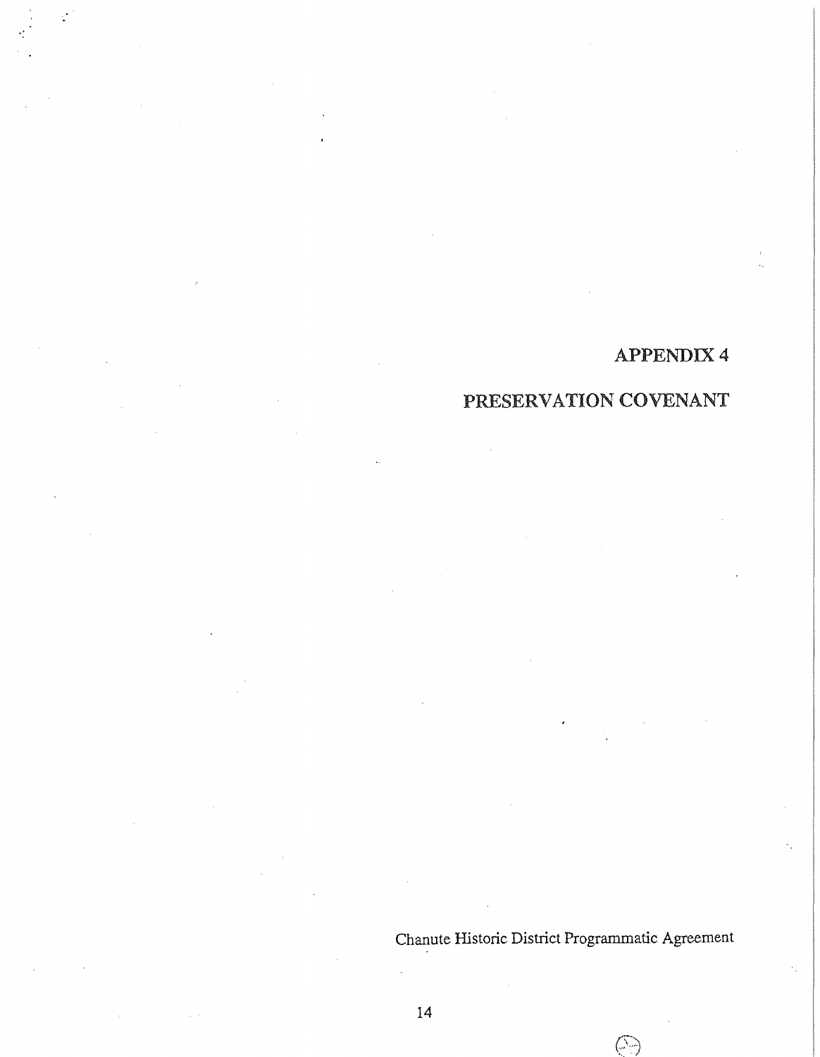# APPENDIX 4

# PRESERVATION COVENANT

Chanute Historic District Programmatic Agreement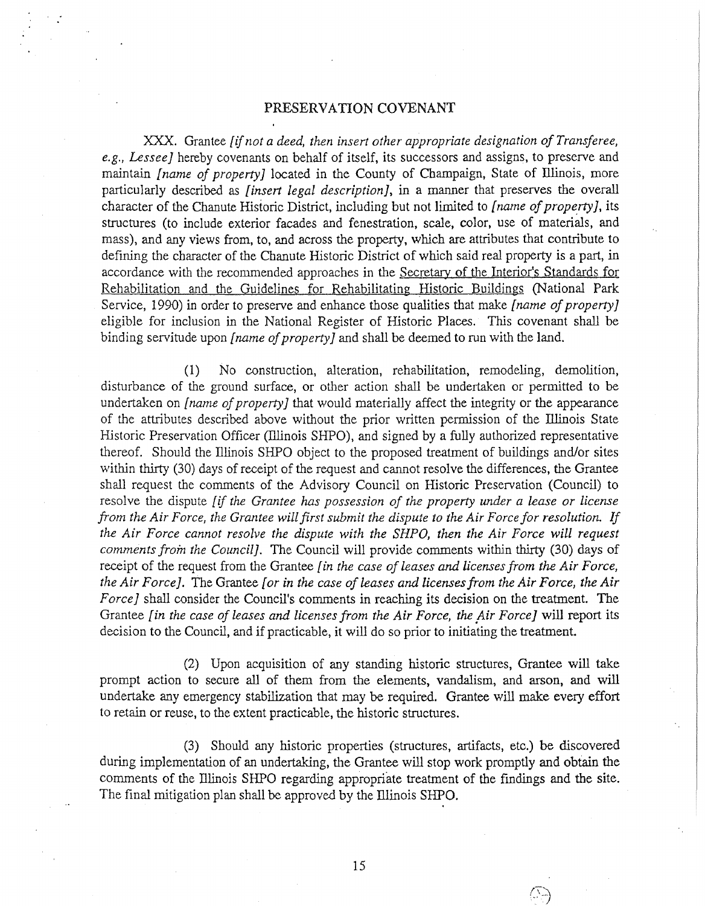# PRESERVATION COVENANT

XXX. Grantee *[if not a deed, then insert other appropriate designation of Transferee, e.g., Lessee]* hereby covenants on behalf of itself, its successors and assigns, to preserve and maintain *[name of property]* located in the County of Champaign, State of Illinois, more particularly described as *[insert legal description]*, in a manner that preserves the overall character of the Chanute Historic District, including but not limited to *[name of property]*, its structures (to include exterior facades and fenestration, scale, color, use of materials, and mass), and any views from, to, and across the property, which are attributes that contribute to defining the character of the Chanute Historic District of which said real property is a part, in accordance with the recommended approaches in the Secretary of the Interior's Standards for Rehabilitation and the Guidelines for Rehabilitating Historic Buildings (National Park Service, 1990) in order to preserve and enhance those qualities that make *[name of property]* eligible for inclusion in the National Register of Historic Places. This covenant shall be binding servitude upon *[name of property]* and shall be deemed to run with the land.

(1) No construction, alteration, rehabilitation, remodeling, demolition, disturbance of the ground surface, or other action shall be undertaken or permitted to be undertaken on *[name of property]* that would materially affect the integrity or the appearance of the attributes described above without the prior written permission of the Illinois State Historic Preservation Officer (Illinois SHPO), and signed by a fully authorized representative thereof. Should the Illinois SHPO object to the proposed treatment of buildings and/or sites within thirty (30) days of receipt of the request and cannot resolve the differences, the Grantee shall request the comments of the Advisory Council on Historic Preservation (Council) to resolve the dispute *[if the Grantee has possession of the property under a lease or license from the Air Force, the Grantee will first submit the dispute to the Air Force for resolution. If the Air Force cannot resolve the dispute with the SHPO, then the Air Force will request comments from the Council]*. The Council will provide comments within thirty (30) days of receipt of the request from the Grantee *[in the case of leases and licenses from the Air Force, the Air Force]*. The Grantee *[or in the case of leases and licenses from the Air Force, the Air Force]* shall consider the Council's comments in reaching its decision on the treatment. The Grantee *[in the case of leases and licenses from the Air Force, the Air Force]* will report its decision to the Council, and if practicable, it will do so prior to initiating the treatment.

(2) Upon acquisition of any standing historic structures, Grantee will take prompt action to secure all of them from the elements, vandalism, and arson, and will undertake any emergency stabilization that may be required. Grantee will make every effort to retain or reuse, to the extent practicable, the historic structures.

(3) Should any historic properties (structures, artifacts, etc.) be discovered during implementation of an undertaking, the Grantee will stop work promptly and obtain the comments of the Illinois SHPO regarding appropriate treatment of the findings and the site. The final mitigation plan shall be approved by the Illinois SHPO.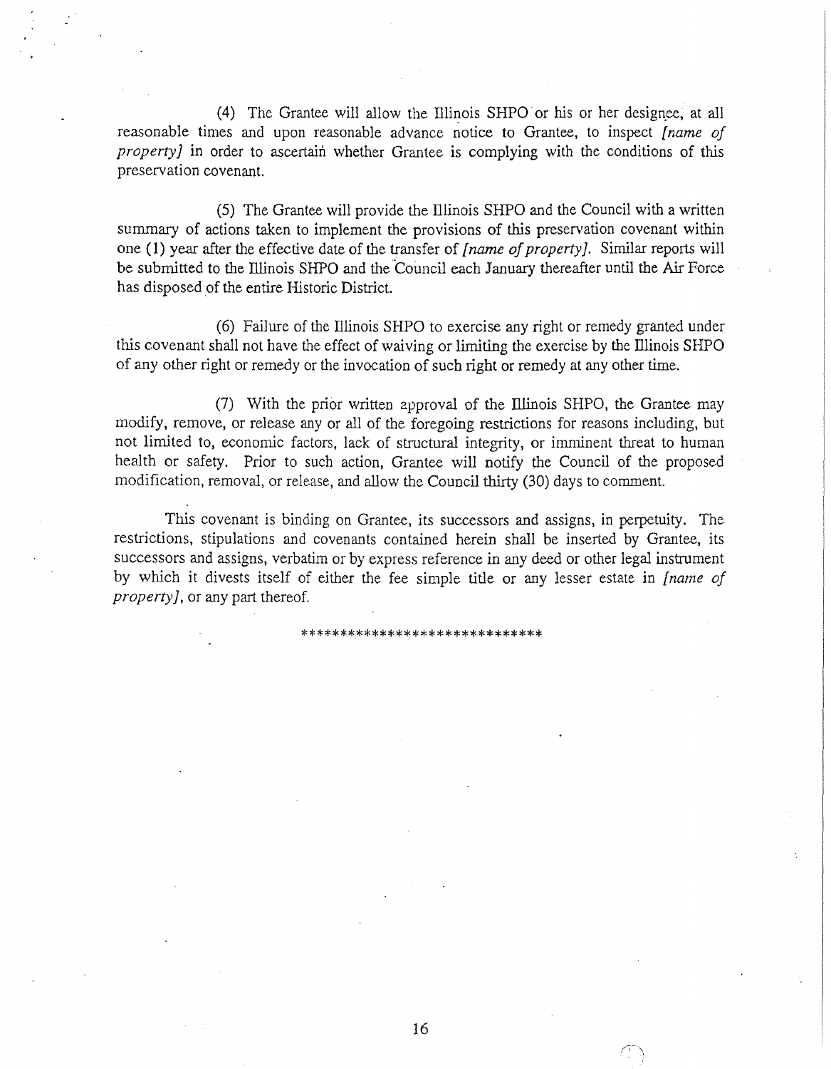(4) The Grantee will allow the Illinois SHPO or his or her designee, at all reasonable times and upon reasonable advance notice to Grantee, to inspect *[name of property]* in order to ascertain whether Grantee is complying with the conditions of this preservation covenant.

(5) The Grantee will provide the Illinois SHPO and the Council with a written summary of actions taken to implement the provisions of this preservation covenant within one (1) year after the effective date of the transfer of *[name of property]*. Similar reports will be submitted to the Illinois SHPO and the Council each January thereafter until the Air Force has disposed of the entire Historic District.

(6) Failure of the Illinois SHPO to exercise any right or remedy granted under this covenant shall not have the effect of waiving or limiting the exercise by the Illinois SHPO of any other right or remedy or the invocation of such right or remedy at any other time.

(7) With the prior written approval of the Illinois SHPO, the Grantee may modify, remove, or release any or all of the foregoing restrictions for reasons including, but not limited to, economic factors, lack of structural integrity, or imminent threat to human health or safety. Prior to such action, Grantee will notify the Council of the proposed modification, removal, or release, and allow the Council thirty (30) days to comment.

This covenant is binding on Grantee, its successors and assigns, in perpetuity. The restrictions, stipulations and covenants contained herein shall be inserted by Grantee, its successors and assigns, verbatim or by express reference in any deed or other legal instrument by which it divests itself of either the fee simple title or any lesser estate in *[name of property]*, or any part thereof.

******************************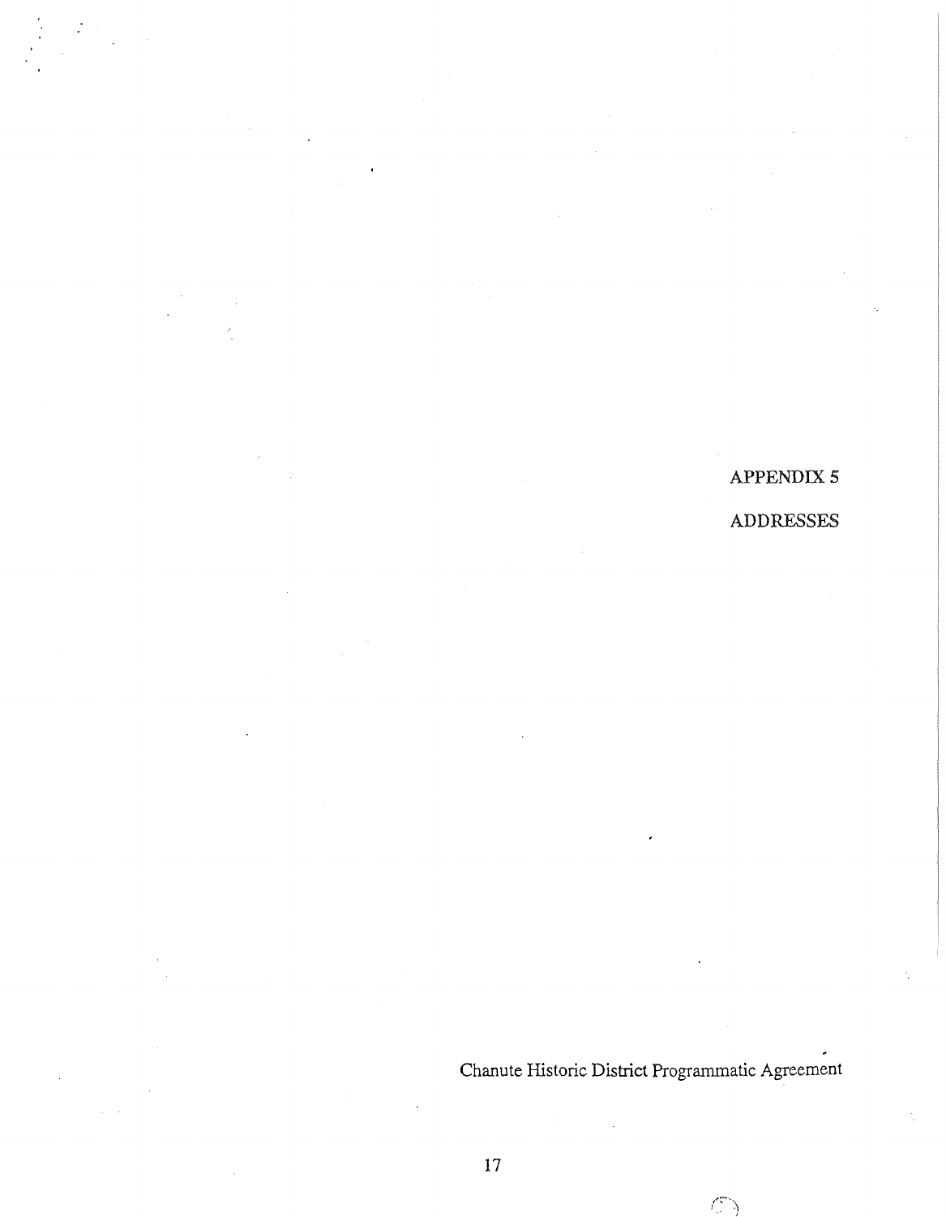# APPENDIX 5

## ADDRESSES

Chanute Historic District Programmatic Agreement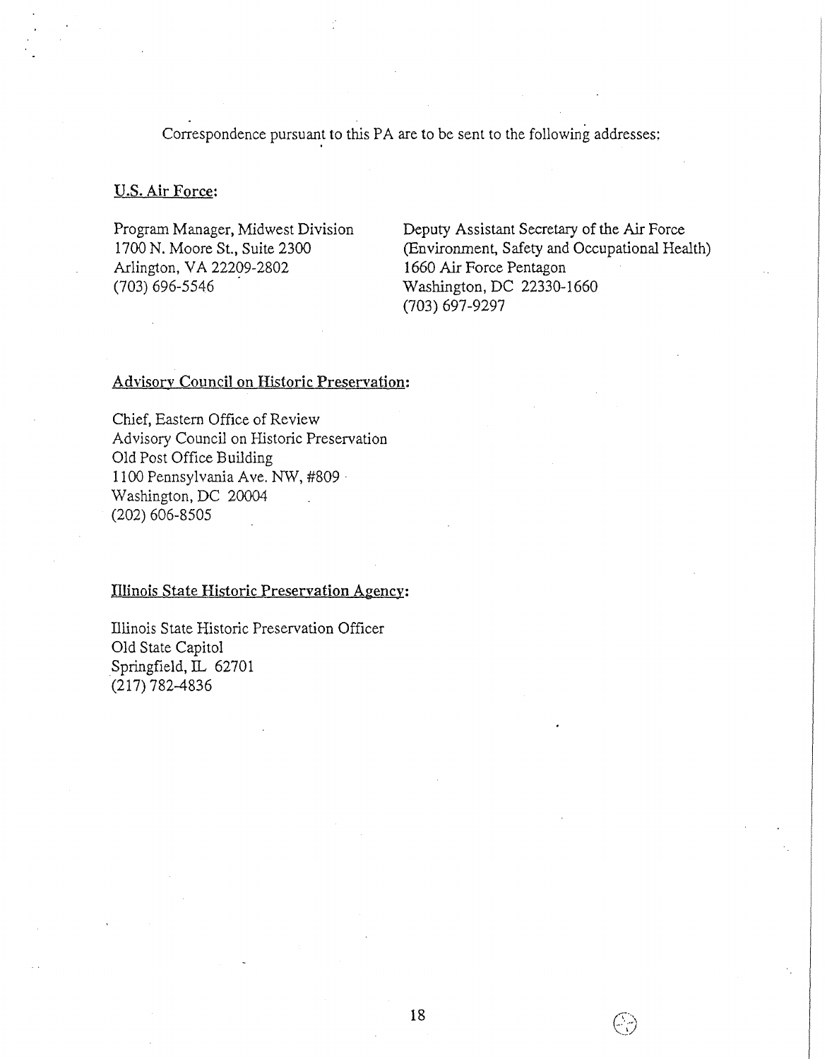Correspondence pursuant to this PA are to be sent to the following addresses:

U.S. Air Force:

Program Manager, Midwest Division
1700 N. Moore St., Suite 2300
Arlington, VA 22209-2802
(703) 696-5546

Deputy Assistant Secretary of the Air Force
(Environment, Safety and Occupational Health)
1660 Air Force Pentagon
Washington, DC 22330-1660
(703) 697-9297

Advisory Council on Historic Preservation:

Chief, Eastern Office of Review
Advisory Council on Historic Preservation
Old Post Office Building
1100 Pennsylvania Ave. NW, #809
Washington, DC 20004
(202) 606-8505

Illinois State Historic Preservation Agency:

Illinois State Historic Preservation Officer
Old State Capitol
Springfield, IL 62701
(217) 782-4836